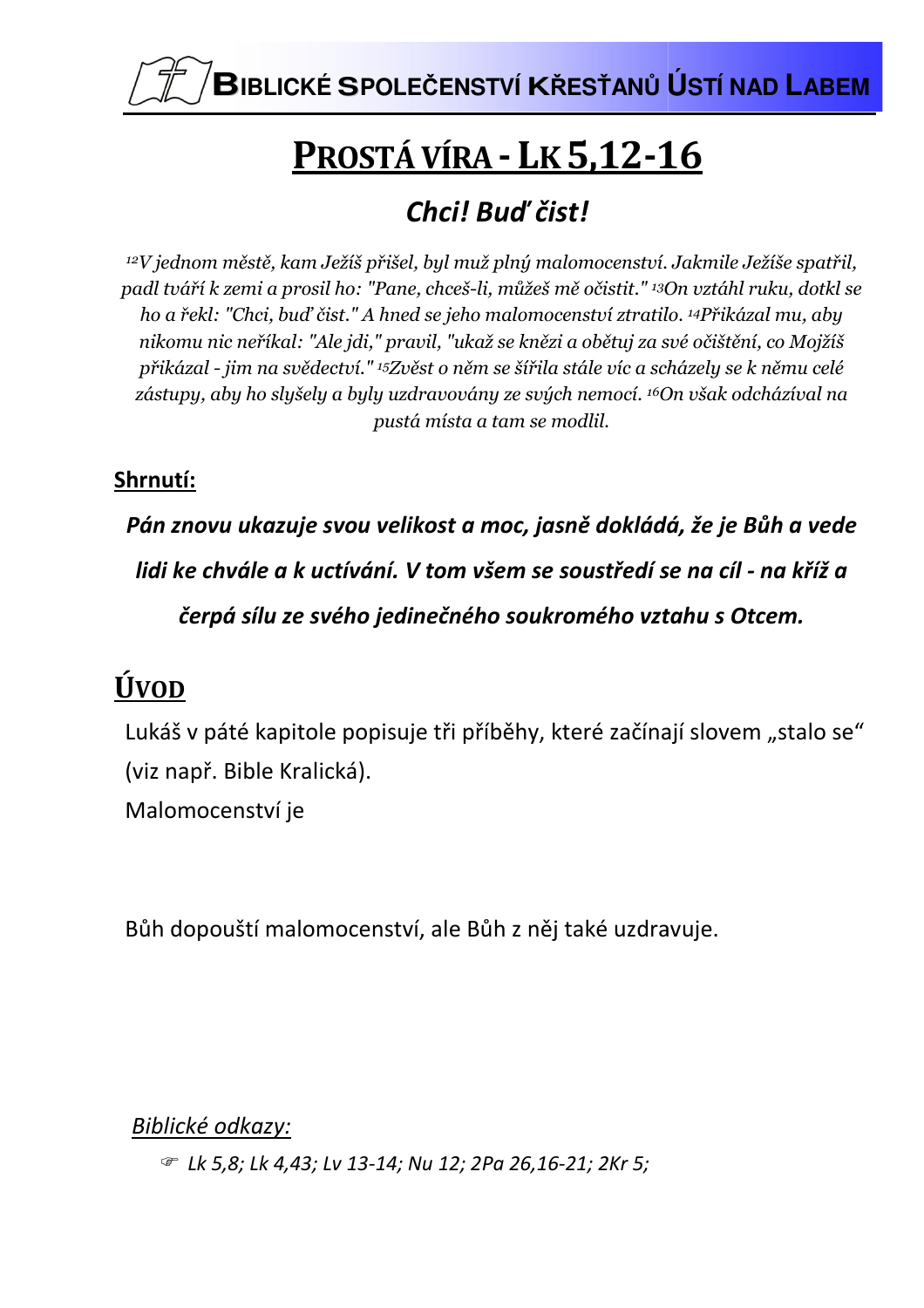# Prostá víra - Lk 5,12-16

## *Chci! Buď čist!*

*[12]V jednom městě, kam Ježíš přišel, byl muž plný malomocenství. Jakmile Ježíše spatřil, padl tváří k zemi a prosil ho: "Pane, chceš-li, můžeš mě očistit." [13]On vztáhl ruku, dotkl se ho a řekl: "Chci, buď čist." A hned se jeho malomocenství ztratilo. [14]Přikázal mu, aby nikomu nic neříkal: "Ale jdi," pravil, "ukaž se knězi a obětuj za své očištění, co Mojžíš přikázal - jim na svědectví." [15]Zvěst o něm se šířila stále víc a scházely se k němu celé zástupy, aby ho slyšely a byly uzdravovány ze svých nemocí. [16]On však odcházíval na pustá místa a tam se modlil.*

**Shrnutí:**

***Pán znovu ukazuje svou velikost a moc, jasně dokládá, že je Bůh a vede lidi ke chvále a k uctívání. V tom všem se soustředí se na cíl - na kříž a čerpá sílu ze svého jedinečného soukromého vztahu s Otcem.***

## Úvod

Lukáš v páté kapitole popisuje tři příběhy, které začínají slovem „stalo se“ (viz např. Bible Kralická).

Malomocenství je

Bůh dopouští malomocenství, ale Bůh z něj také uzdravuje.

*Biblické odkazy:*

- *Lk 5,8; Lk 4,43; Lv 13-14; Nu 12; 2Pa 26,16-21; 2Kr 5;*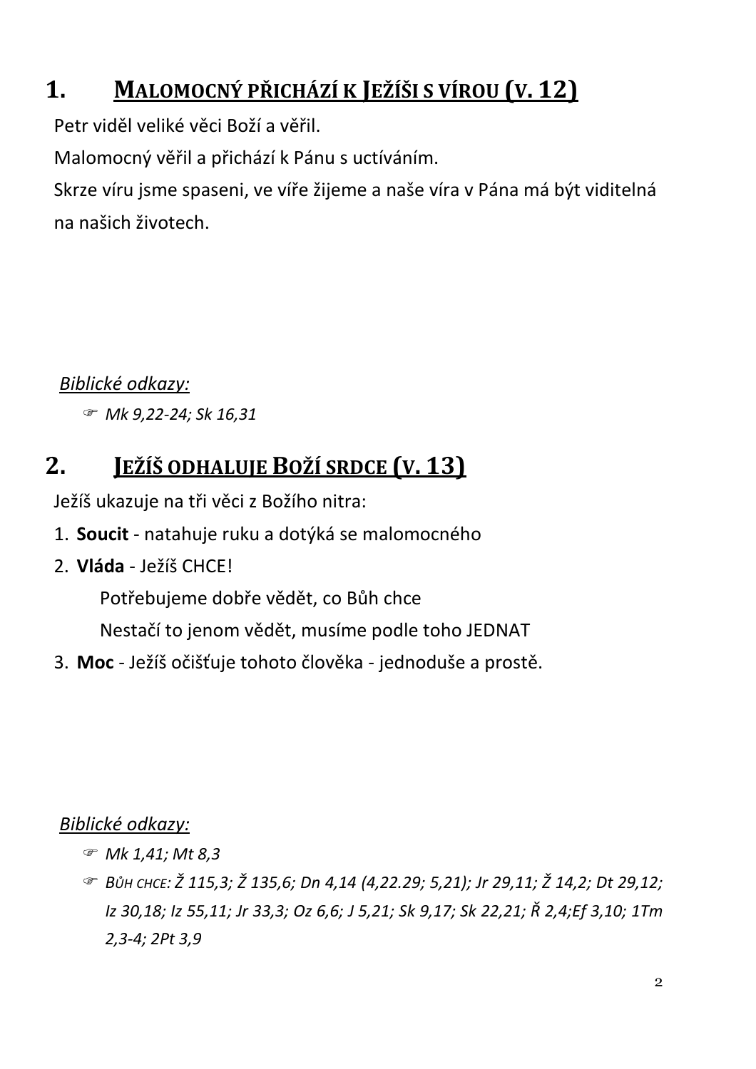## 1. MALOMOCNÝ PŘICHÁZÍ K JEŽÍŠI S VÍROU (V. 12)

Petr viděl veliké věci Boží a věřil.

Malomocný věřil a přichází k Pánu s uctíváním.

Skrze víru jsme spaseni, ve víře žijeme a naše víra v Pána má být viditelná na našich životech.

*Biblické odkazy:*

- ☞ *Mk 9,22-24; Sk 16,31*

## 2. JEŽÍŠ ODHALUJE BOŽÍ SRDCE (V. 13)

Ježíš ukazuje na tři věci z Božího nitra:

1. **Soucit** - natahuje ruku a dotýká se malomocného
2. **Vláda** - Ježíš CHCE!

   Potřebujeme dobře vědět, co Bůh chce

   Nestačí to jenom vědět, musíme podle toho JEDNAT
3. **Moc** - Ježíš očišťuje tohoto člověka - jednoduše a prostě.

*Biblické odkazy:*

- ☞ *Mk 1,41; Mt 8,3*
- ☞ *BŮH CHCE: Ž 115,3; Ž 135,6; Dn 4,14 (4,22.29; 5,21); Jr 29,11; Ž 14,2; Dt 29,12; Iz 30,18; Iz 55,11; Jr 33,3; Oz 6,6; J 5,21; Sk 9,17; Sk 22,21; Ř 2,4;Ef 3,10; 1Tm 2,3-4; 2Pt 3,9*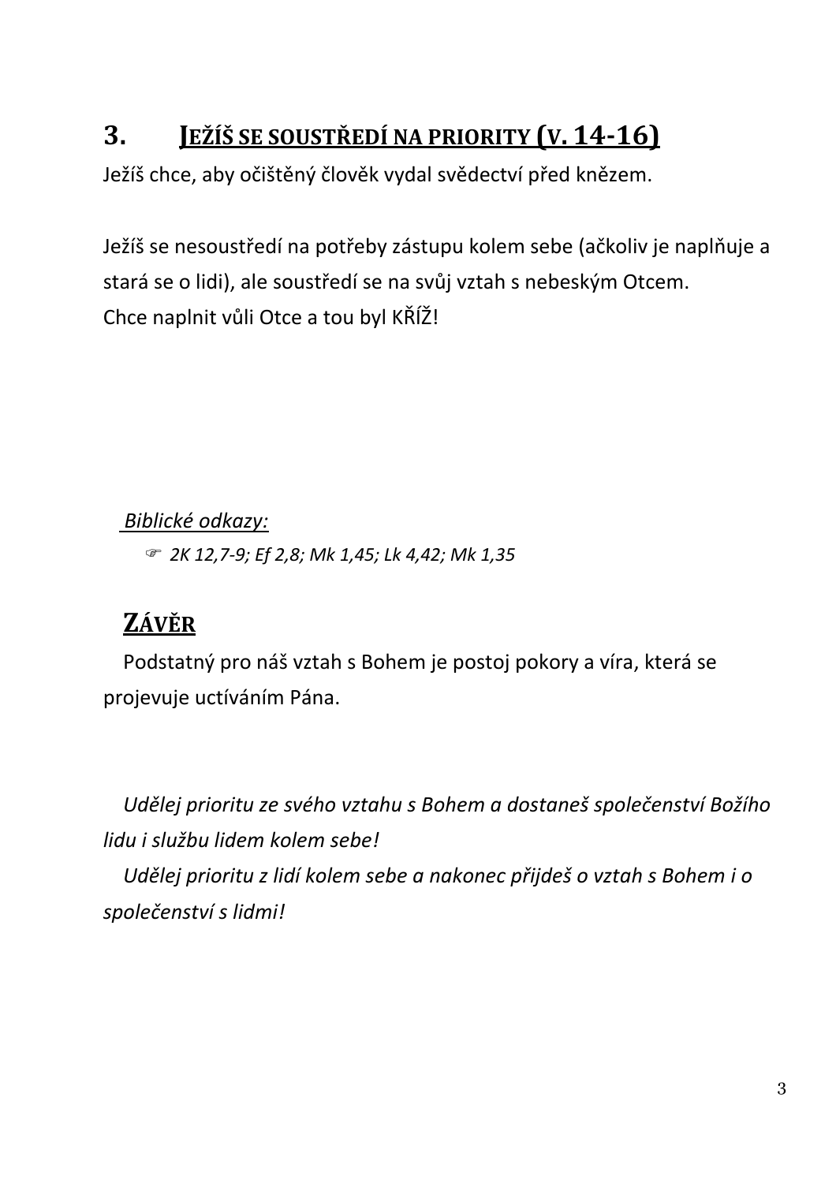## 3. <u>JEŽÍŠ SE SOUSTŘEDÍ NA PRIORITY (V. 14-16)</u>

Ježíš chce, aby očištěný člověk vydal svědectví před knězem.

Ježíš se nesoustředí na potřeby zástupu kolem sebe (ačkoliv je naplňuje a stará se o lidi), ale soustředí se na svůj vztah s nebeským Otcem.
Chce naplnit vůli Otce a tou byl KŘÍŽ!

*<u>Biblické odkazy:</u>*

- *2K 12,7-9; Ef 2,8; Mk 1,45; Lk 4,42; Mk 1,35*

## <u>ZÁVĚR</u>

Podstatný pro náš vztah s Bohem je postoj pokory a víra, která se projevuje uctíváním Pána.

*Udělej prioritu ze svého vztahu s Bohem a dostaneš společenství Božího lidu i službu lidem kolem sebe!*
*Udělej prioritu z lidí kolem sebe a nakonec přijdeš o vztah s Bohem i o společenství s lidmi!*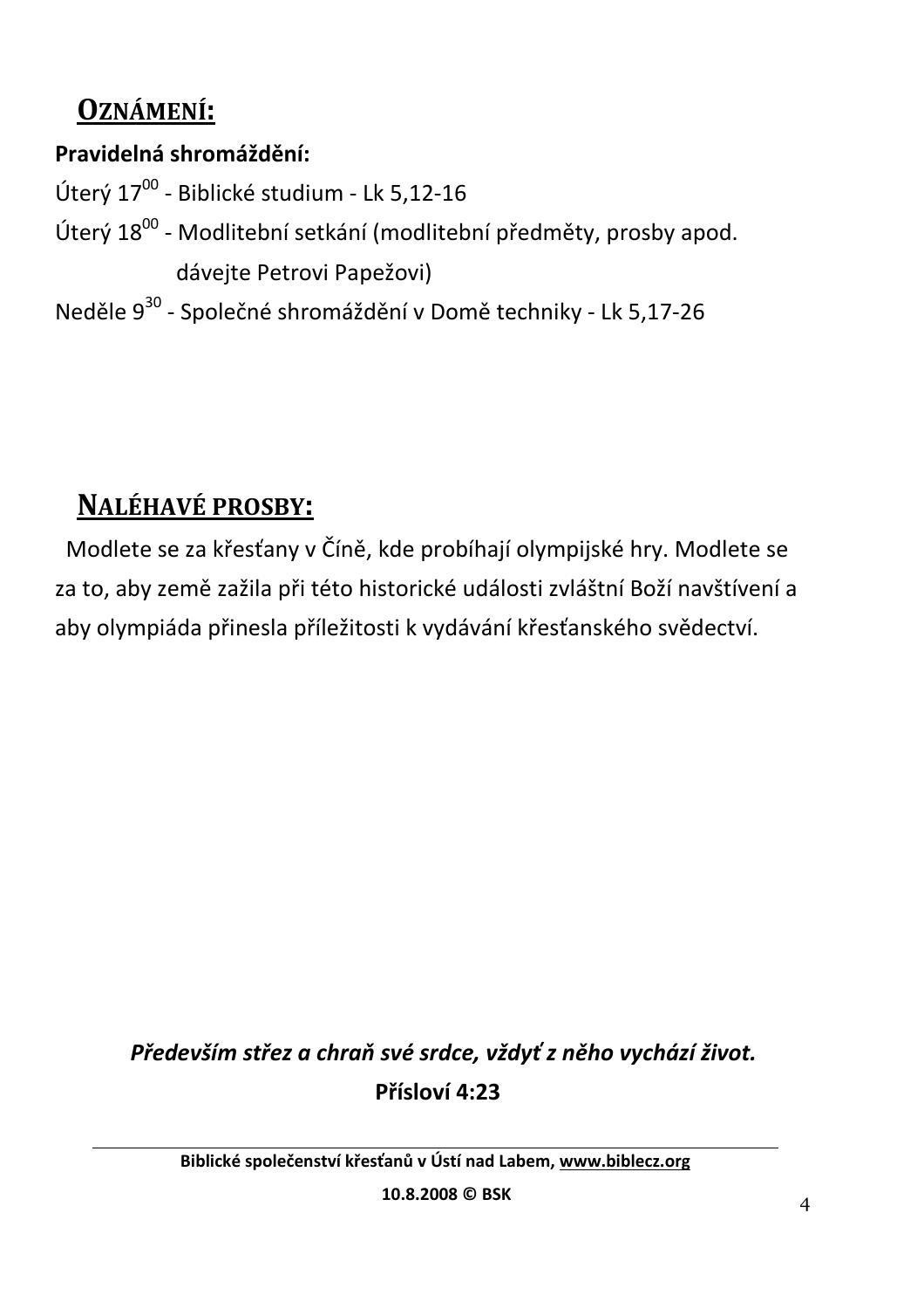## OZNÁMENÍ:

**Pravidelná shromáždění:**

Úterý $17^{00}$ - Biblické studium - Lk 5,12-16

Úterý $18^{00}$ - Modlitební setkání (modlitební předměty, prosby apod. dávejte Petrovi Papežovi)

Neděle $9^{30}$ - Společné shromáždění v Domě techniky - Lk 5,17-26

## NALÉHAVÉ PROSBY:

Modlete se za křesťany v Číně, kde probíhají olympijské hry. Modlete se za to, aby země zažila při této historické události zvláštní Boží navštívení a aby olympiáda přinesla příležitosti k vydávání křesťanského svědectví.

***Především střez a chraň své srdce, vždyť z něho vychází život.***

**Přísloví 4:23**

---

**Biblické společenství křesťanů v Ústí nad Labem, www.biblecz.org**

**10.8.2008 © BSK**